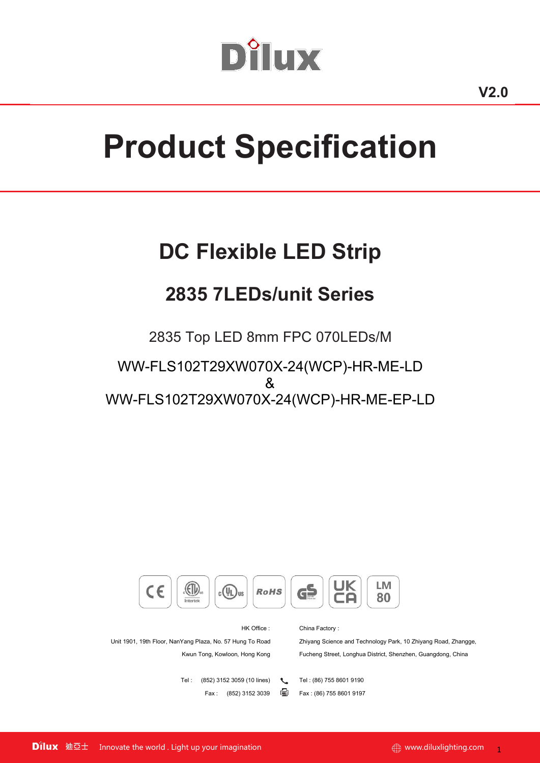Dilux

V2.0

# Product Specification

## DC Flexible LED Strip

## 2835 7LEDs/unit Series

2835 Top LED 8mm FPC 070LEDs/M

WW-FLS102T29XW070X-24(WCP)-HR-ME-LD
&
WW-FLS102T29XW070X-24(WCP)-HR-ME-EP-LD

CE | ETL Intertek | cULus | RoHS | GS | UKCA | LM 80

HK Office :

Unit 1901, 19th Floor, NanYang Plaza, No. 57 Hung To Road
Kwun Tong, Kowloon, Hong Kong

Tel : (852) 3152 3059 (10 lines)
Fax : (852) 3152 3039

China Factory :

Zhiyang Science and Technology Park, 10 Zhiyang Road, Zhangge,
Fucheng Street, Longhua District, Shenzhen, Guangdong, China

Tel : (86) 755 8601 9190
Fax : (86) 755 8601 9197

Dilux 迪亞士 Innovate the world . Light up your imagination www.diluxlighting.com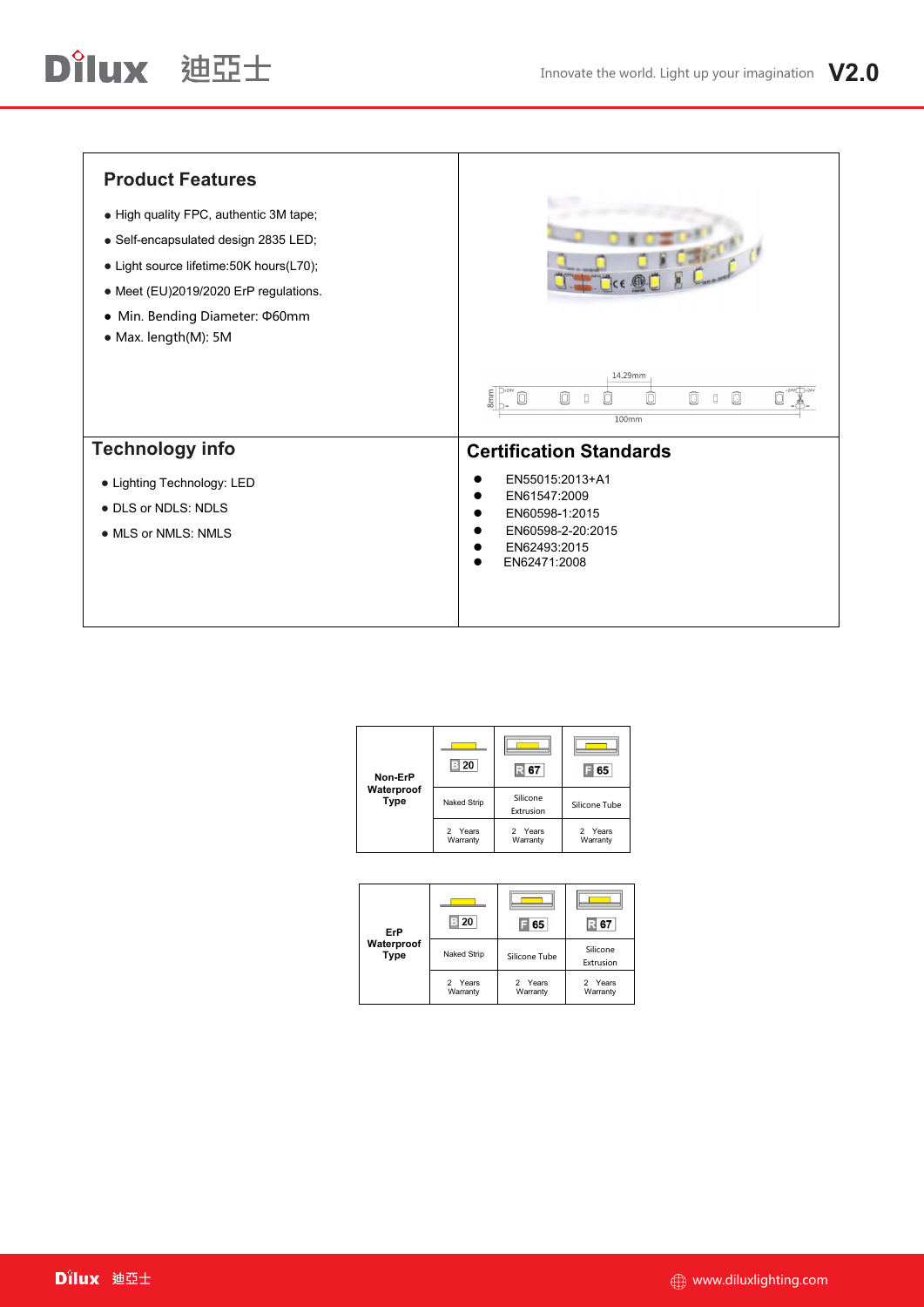## Product Features

- High quality FPC, authentic 3M tape;
- Self-encapsulated design 2835 LED;
- Light source lifetime:50K hours(L70);
- Meet (EU)2019/2020 ErP regulations.
- Min. Bending Diameter: Φ60mm
- Max. length(M): 5M

14.29mm

8mm

100mm

## Technology info

- Lighting Technology: LED
- DLS or NDLS: NDLS
- MLS or NMLS: NMLS

## Certification Standards

- EN55015:2013+A1
- EN61547:2009
- EN60598-1:2015
- EN60598-2-20:2015
- EN62493:2015
- EN62471:2008

| Non-ErP Waterproof Type | B 20 | R 67 | F 65 |
|---|---|---|---|
| | Naked Strip | Silicone Extrusion | Silicone Tube |
| | 2 Years Warranty | 2 Years Warranty | 2 Years Warranty |

| ErP Waterproof Type | B 20 | F 65 | R 67 |
|---|---|---|---|
| | Naked Strip | Silicone Tube | Silicone Extrusion |
| | 2 Years Warranty | 2 Years Warranty | 2 Years Warranty |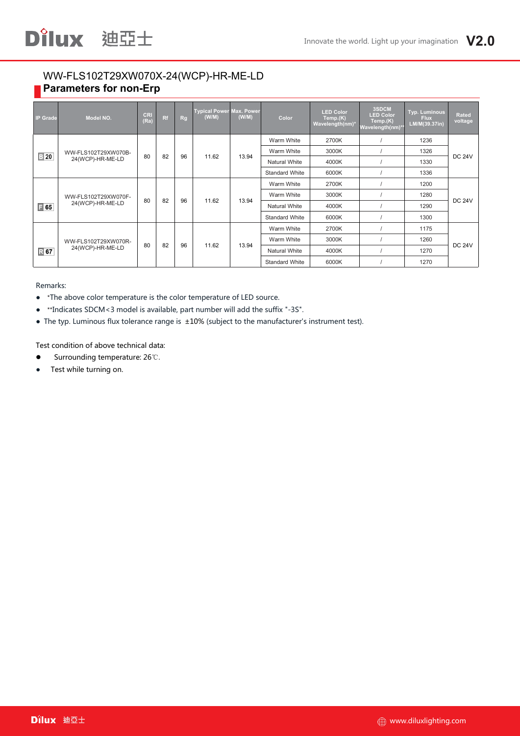WW-FLS102T29XW070X-24(WCP)-HR-ME-LD

## Parameters for non-Erp

| IP Grade | Model NO. | CRI (Ra) | Rf | Rg | Typical Power (W/M) | Max. Power (W/M) | Color | LED Color Temp.(K) Wavelength(nm)* | 3SDCM LED Color Temp.(K) Wavelength(nm)** | Typ. Luminous Flux LM/M(39.37in) | Rated voltage |
|---|---|---|---|---|---|---|---|---|---|---|---|
| B 20 | WW-FLS102T29XW070B-24(WCP)-HR-ME-LD | 80 | 82 | 96 | 11.62 | 13.94 | Warm White | 2700K | / | 1236 | DC 24V |
| | | | | | | | Warm White | 3000K | / | 1326 | |
| | | | | | | | Natural White | 4000K | / | 1330 | |
| | | | | | | | Standard White | 6000K | / | 1336 | |
| F 65 | WW-FLS102T29XW070F-24(WCP)-HR-ME-LD | 80 | 82 | 96 | 11.62 | 13.94 | Warm White | 2700K | / | 1200 | DC 24V |
| | | | | | | | Warm White | 3000K | / | 1280 | |
| | | | | | | | Natural White | 4000K | / | 1290 | |
| | | | | | | | Standard White | 6000K | / | 1300 | |
| R 67 | WW-FLS102T29XW070R-24(WCP)-HR-ME-LD | 80 | 82 | 96 | 11.62 | 13.94 | Warm White | 2700K | / | 1175 | DC 24V |
| | | | | | | | Warm White | 3000K | / | 1260 | |
| | | | | | | | Natural White | 4000K | / | 1270 | |
| | | | | | | | Standard White | 6000K | / | 1270 | |

Remarks:

- *The above color temperature is the color temperature of LED source.
- **Indicates SDCM<3 model is available, part number will add the suffix "-3S".
- The typ. Luminous flux tolerance range is ±10% (subject to the manufacturer's instrument test).

Test condition of above technical data:

- Surrounding temperature: 26℃.
- Test while turning on.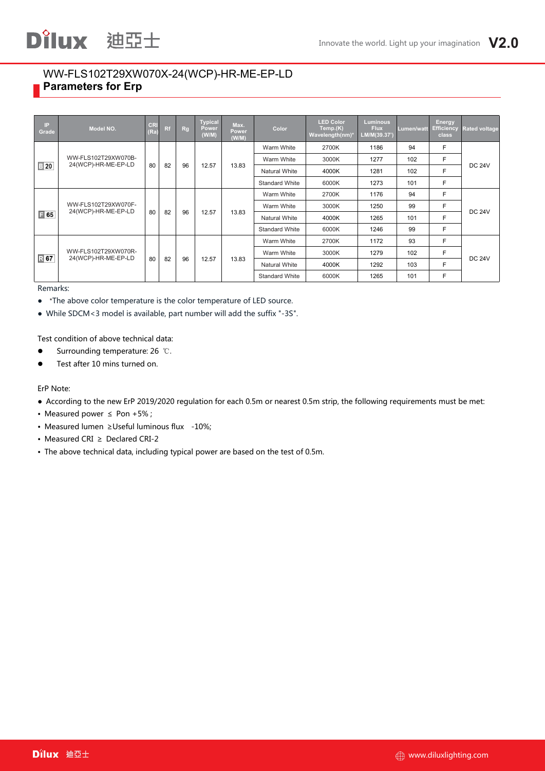## WW-FLS102T29XW070X-24(WCP)-HR-ME-EP-LD

### Parameters for Erp

| IP Grade | Model NO. | CRI (Ra) | Rf | Rg | Typical Power (W/M) | Max. Power (W/M) | Color | LED Color Temp.(K) Wavelength(nm)* | Luminous Flux LM/M(39.37') | Lumen/watt | Energy Efficiency class | Rated voltage |
|---|---|---|---|---|---|---|---|---|---|---|---|---|
| IP20 | WW-FLS102T29XW070B-24(WCP)-HR-ME-EP-LD | 80 | 82 | 96 | 12.57 | 13.83 | Warm White | 2700K | 1186 | 94 | F | DC 24V |
| | | | | | | | Warm White | 3000K | 1277 | 102 | F | |
| | | | | | | | Natural White | 4000K | 1281 | 102 | F | |
| | | | | | | | Standard White | 6000K | 1273 | 101 | F | |
| IP65 | WW-FLS102T29XW070F-24(WCP)-HR-ME-EP-LD | 80 | 82 | 96 | 12.57 | 13.83 | Warm White | 2700K | 1176 | 94 | F | DC 24V |
| | | | | | | | Warm White | 3000K | 1250 | 99 | F | |
| | | | | | | | Natural White | 4000K | 1265 | 101 | F | |
| | | | | | | | Standard White | 6000K | 1246 | 99 | F | |
| IP67 | WW-FLS102T29XW070R-24(WCP)-HR-ME-EP-LD | 80 | 82 | 96 | 12.57 | 13.83 | Warm White | 2700K | 1172 | 93 | F | DC 24V |
| | | | | | | | Warm White | 3000K | 1279 | 102 | F | |
| | | | | | | | Natural White | 4000K | 1292 | 103 | F | |
| | | | | | | | Standard White | 6000K | 1265 | 101 | F | |

Remarks:

- *The above color temperature is the color temperature of LED source.
- While SDCM<3 model is available, part number will add the suffix "-3S".

Test condition of above technical data:

- Surrounding temperature: 26 ℃.
- Test after 10 mins turned on.

ErP Note:

- According to the new ErP 2019/2020 regulation for each 0.5m or nearest 0.5m strip, the following requirements must be met:
- Measured power ≤ Pon +5% ;
- Measured lumen ≥Useful luminous flux -10%;
- Measured CRI ≥ Declared CRI-2
- The above technical data, including typical power are based on the test of 0.5m.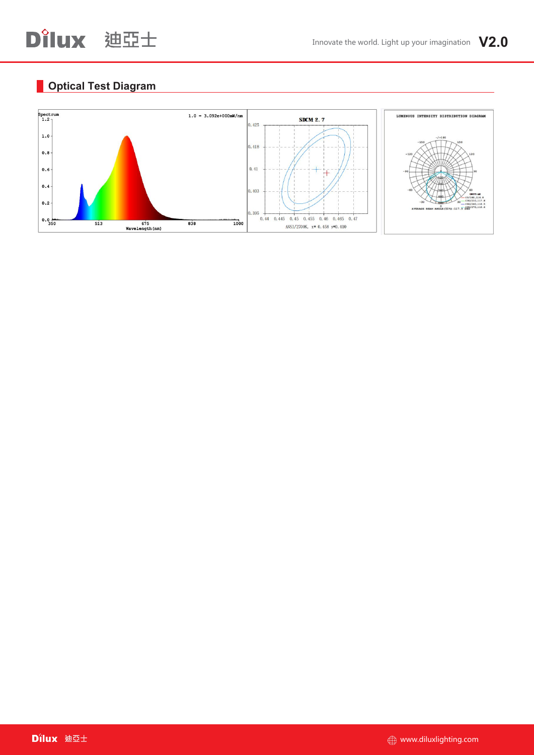## Optical Test Diagram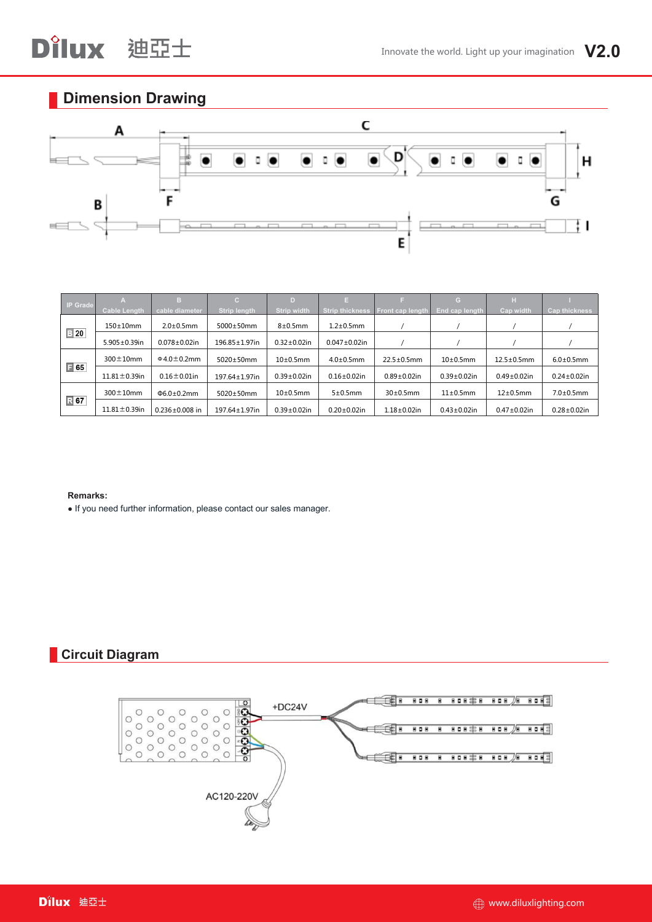## Dimension Drawing

| IP Grade | A Cable Length | B cable diameter | C Strip length | D Strip width | E Strip thickness | F Front cap length | G End cap length | H Cap width | I Cap thickness |
|---|---|---|---|---|---|---|---|---|---|
| B 20 | 150±10mm | 2.0±0.5mm | 5000±50mm | 8±0.5mm | 1.2±0.5mm | / | / | / | / |
| | 5.905±0.39in | 0.078±0.02in | 196.85±1.97in | 0.32±0.02in | 0.047±0.02in | / | / | / | / |
| F 65 | 300±10mm | Φ4.0±0.2mm | 5020±50mm | 10±0.5mm | 4.0±0.5mm | 22.5±0.5mm | 10±0.5mm | 12.5±0.5mm | 6.0±0.5mm |
| | 11.81±0.39in | 0.16±0.01in | 197.64±1.97in | 0.39±0.02in | 0.16±0.02in | 0.89±0.02in | 0.39±0.02in | 0.49±0.02in | 0.24±0.02in |
| R 67 | 300±10mm | Φ6.0±0.2mm | 5020±50mm | 10±0.5mm | 5±0.5mm | 30±0.5mm | 11±0.5mm | 12±0.5mm | 7.0±0.5mm |
| | 11.81±0.39in | 0.236±0.008 in | 197.64±1.97in | 0.39±0.02in | 0.20±0.02in | 1.18±0.02in | 0.43±0.02in | 0.47±0.02in | 0.28±0.02in |

**Remarks:**

- If you need further information, please contact our sales manager.

## Circuit Diagram

+DC24V

AC120-220V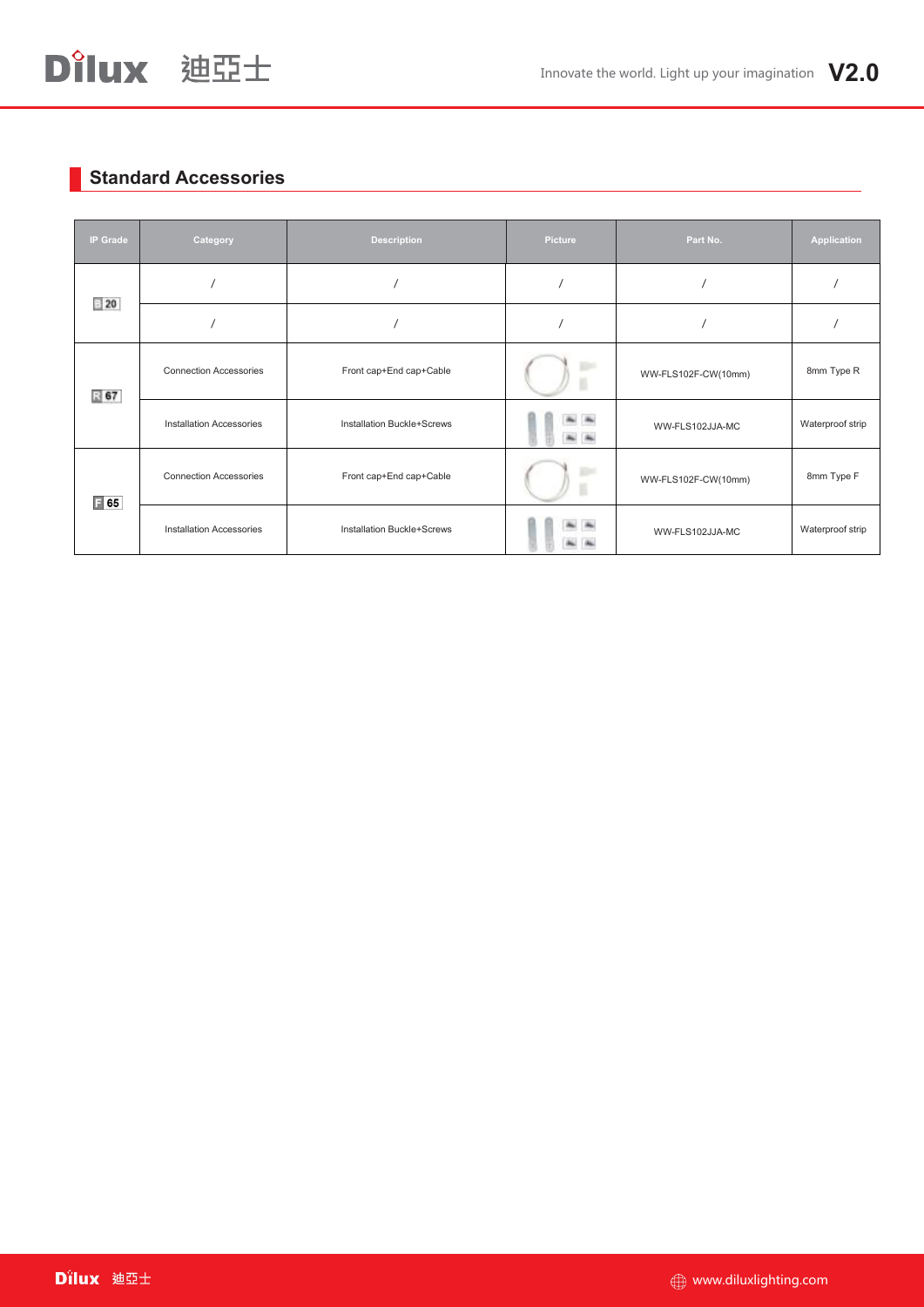## Standard Accessories

| IP Grade | Category | Description | Picture | Part No. | Application |
|---|---|---|---|---|---|
| 20 | / | / | / | / | / |
| | / | / | / | / | / |
| R 67 | Connection Accessories | Front cap+End cap+Cable | | WW-FLS102F-CW(10mm) | 8mm Type R |
| | Installation Accessories | Installation Buckle+Screws | | WW-FLS102JJA-MC | Waterproof strip |
| F 65 | Connection Accessories | Front cap+End cap+Cable | | WW-FLS102F-CW(10mm) | 8mm Type F |
| | Installation Accessories | Installation Buckle+Screws | | WW-FLS102JJA-MC | Waterproof strip |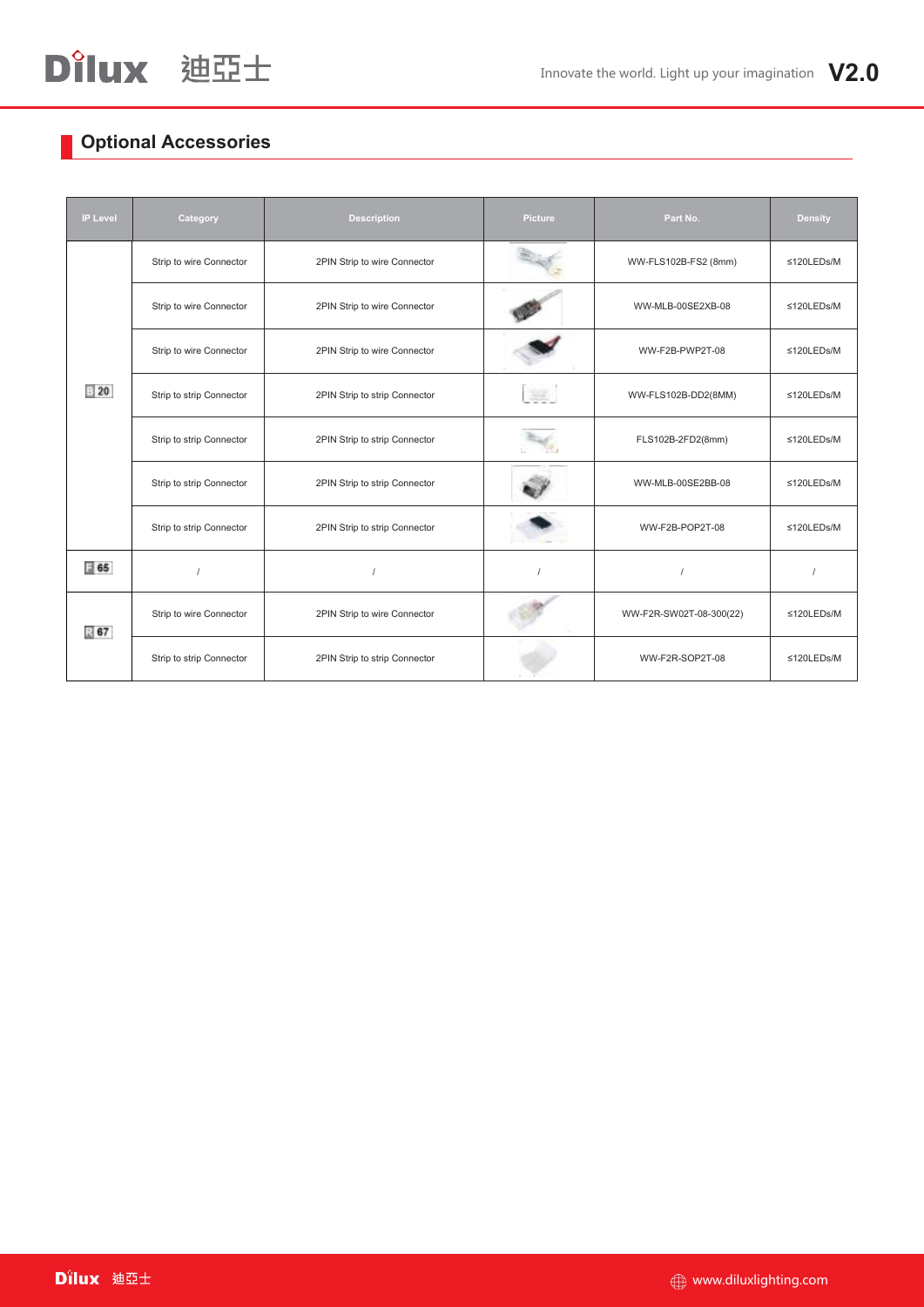## Optional Accessories

| IP Level | Category | Description | Picture | Part No. | Density |
|---|---|---|---|---|---|
| IP20 | Strip to wire Connector | 2PIN Strip to wire Connector | | WW-FLS102B-FS2 (8mm) | ≤120LEDs/M |
| | Strip to wire Connector | 2PIN Strip to wire Connector | | WW-MLB-00SE2XB-08 | ≤120LEDs/M |
| | Strip to wire Connector | 2PIN Strip to wire Connector | | WW-F2B-PWP2T-08 | ≤120LEDs/M |
| | Strip to strip Connector | 2PIN Strip to strip Connector | | WW-FLS102B-DD2(8MM) | ≤120LEDs/M |
| | Strip to strip Connector | 2PIN Strip to strip Connector | | FLS102B-2FD2(8mm) | ≤120LEDs/M |
| | Strip to strip Connector | 2PIN Strip to strip Connector | | WW-MLB-00SE2BB-08 | ≤120LEDs/M |
| | Strip to strip Connector | 2PIN Strip to strip Connector | | WW-F2B-POP2T-08 | ≤120LEDs/M |
| IP65 | / | / | / | / | / |
| IP67 | Strip to wire Connector | 2PIN Strip to wire Connector | | WW-F2R-SW02T-08-300(22) | ≤120LEDs/M |
| | Strip to strip Connector | 2PIN Strip to strip Connector | | WW-F2R-SOP2T-08 | ≤120LEDs/M |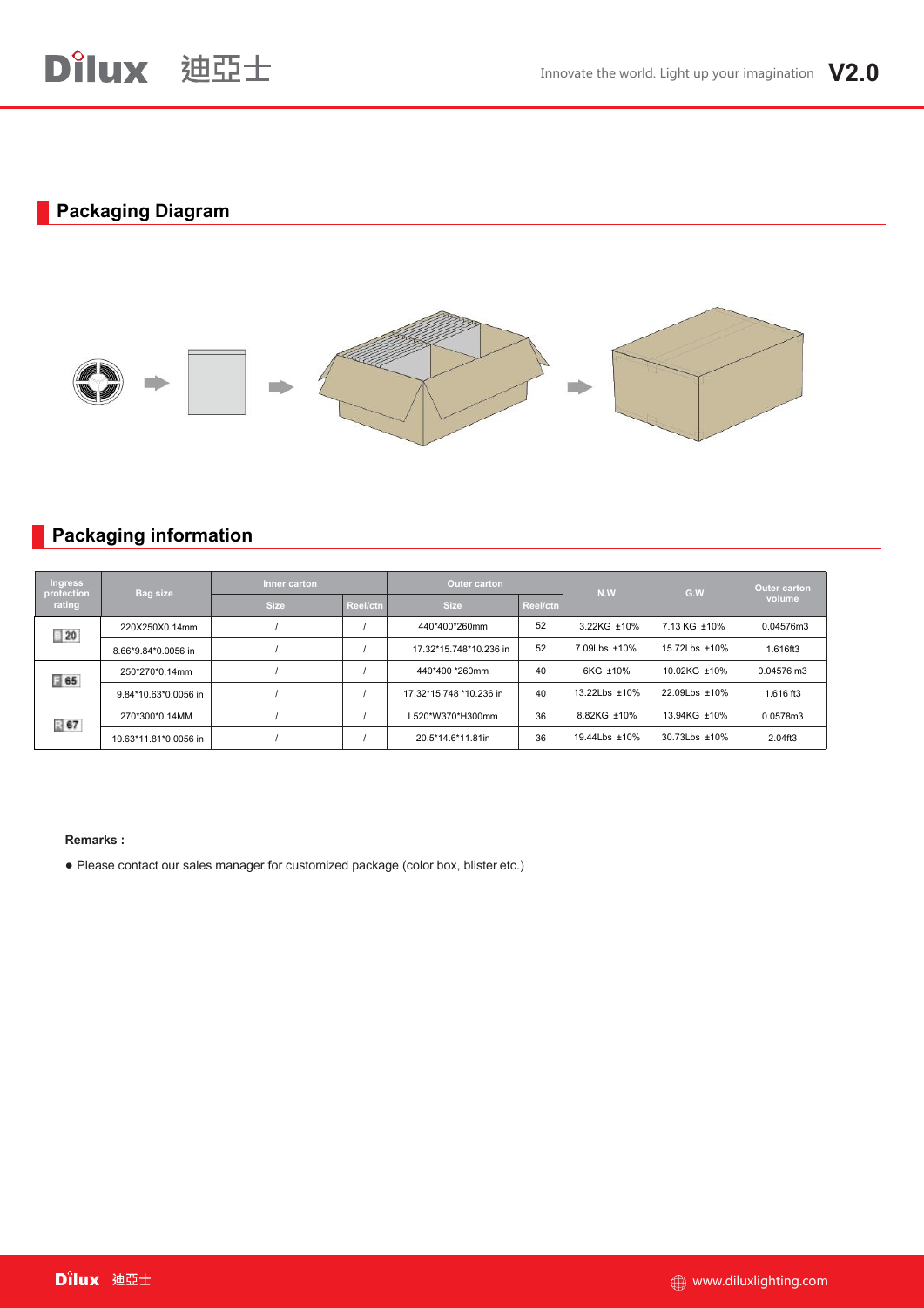## Packaging Diagram

## Packaging information

| Ingress protection rating | Bag size | Inner carton | | Outer carton | | N.W | G.W | Outer carton volume |
|---|---|---|---|---|---|---|---|---|
| | | Size | Reel/ctn | Size | Reel/ctn | | | |
| 20 | 220X250X0.14mm | / | / | 440*400*260mm | 52 | 3.22KG ±10% | 7.13 KG ±10% | 0.04576m3 |
| | 8.66*9.84*0.0056 in | / | / | 17.32*15.748*10.236 in | 52 | 7.09Lbs ±10% | 15.72Lbs ±10% | 1.616ft3 |
| 65 | 250*270*0.14mm | / | / | 440*400 *260mm | 40 | 6KG ±10% | 10.02KG ±10% | 0.04576 m3 |
| | 9.84*10.63*0.0056 in | / | / | 17.32*15.748 *10.236 in | 40 | 13.22Lbs ±10% | 22.09Lbs ±10% | 1.616 ft3 |
| 67 | 270*300*0.14MM | / | / | L520*W370*H300mm | 36 | 8.82KG ±10% | 13.94KG ±10% | 0.0578m3 |
| | 10.63*11.81*0.0056 in | / | / | 20.5*14.6*11.81in | 36 | 19.44Lbs ±10% | 30.73Lbs ±10% | 2.04ft3 |

**Remarks :**

● Please contact our sales manager for customized package (color box, blister etc.)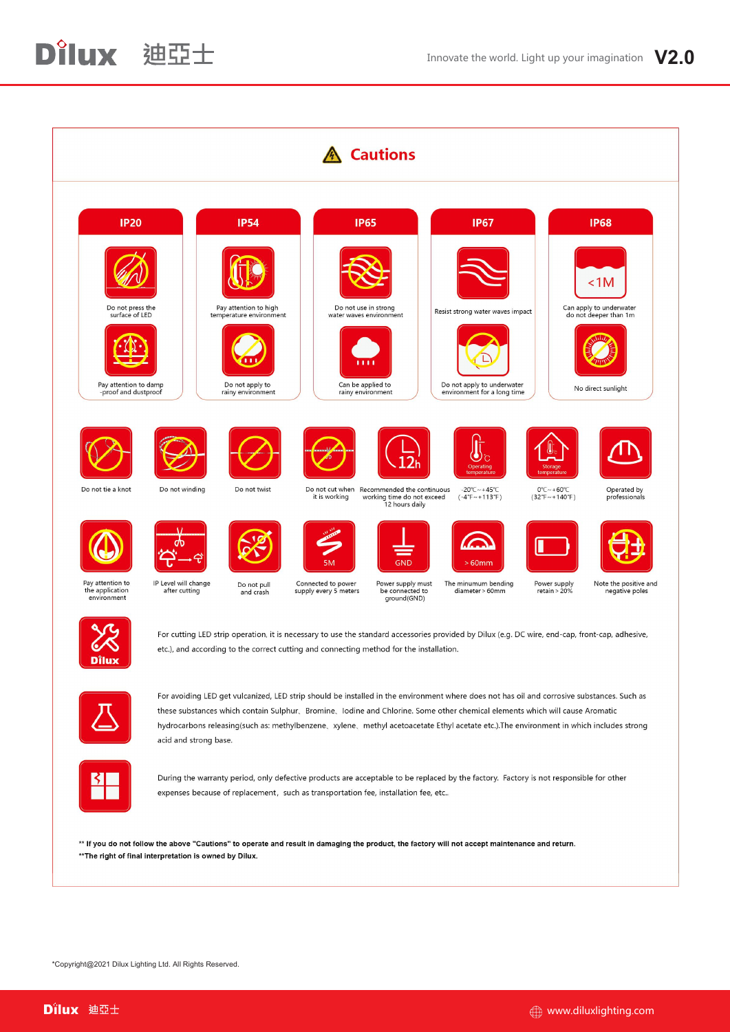# Cautions

**IP20**

Do not press the surface of LED

Pay attention to damp -proof and dustproof

**IP54**

Pay attention to high temperature environment

Do not apply to rainy environment

**IP65**

Do not use in strong water waves environment

Can be applied to rainy environment

**IP67**

Resist strong water waves impact

Do not apply to underwater environment for a long time

**IP68**

<1M

Can apply to underwater do not deeper than 1m

No direct sunlight

Do not tie a knot

Do not winding

Do not twist

Do not cut when it is working

12h

Recommended the continuous working time do not exceed 12 hours daily

Operating temperature

-20℃~+45℃ (-4℉~+113℉)

Storage temperature

0℃~+60℃ (32℉~+140℉)

Operated by professionals

Pay attention to the application environment

IP Level will change after cutting

Do not pull and crash

5M

Connected to power supply every 5 meters

GND

Power supply must be connected to ground(GND)

>60mm

The minumum bending diameter>60mm

Power supply retain>20%

Note the positive and negative poles

Dilux

For cutting LED strip operation, it is necessary to use the standard accessories provided by Dilux (e.g. DC wire, end-cap, front-cap, adhesive, etc.), and according to the correct cutting and connecting method for the installation.

For avoiding LED get vulcanized, LED strip should be installed in the environment where does not has oil and corrosive substances. Such as these substances which contain Sulphur、Bromine、Iodine and Chlorine. Some other chemical elements which will cause Aromatic hydrocarbons releasing(such as: methylbenzene、xylene、methyl acetoacetate Ethyl acetate etc.).The environment in which includes strong acid and strong base.

During the warranty period, only defective products are acceptable to be replaced by the factory. Factory is not responsible for other expenses because of replacement, such as transportation fee, installation fee, etc..

**** If you do not follow the above "Cautions" to operate and result in damaging the product, the factory will not accept maintenance and return.**

****The right of final interpretation is owned by Dilux.**

*Copyright@2021 Dilux Lighting Ltd. All Rights Reserved.